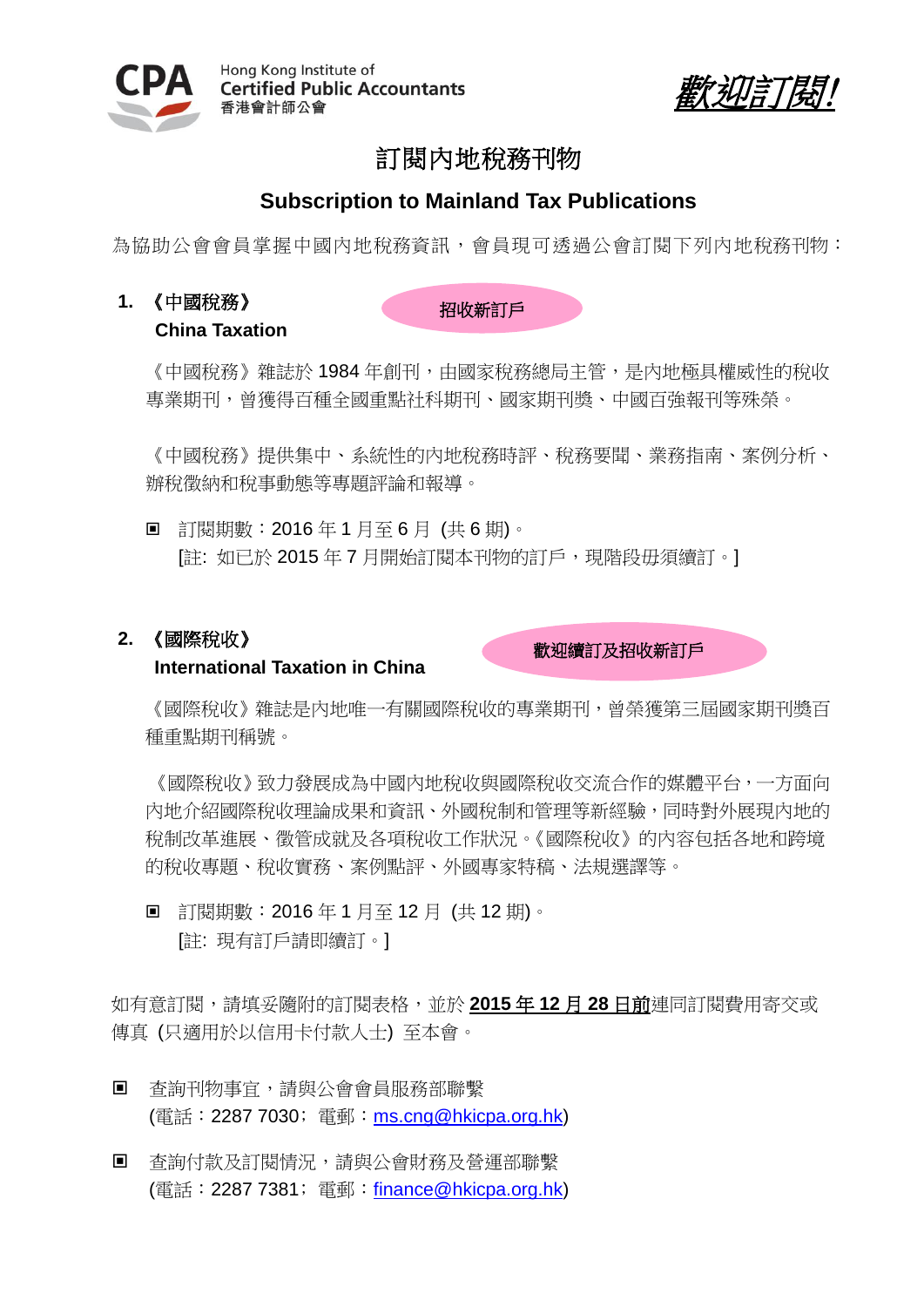Hong Kong Institute of Certified Public Accountants
香港會計師公會

*歡迎訂閱!*

# 訂閱內地稅務刊物

## Subscription to Mainland Tax Publications

為協助公會會員掌握中國內地稅務資訊，會員現可透過公會訂閱下列內地稅務刊物：

### 1. 《中國稅務》 China Taxation

招收新訂戶

《中國稅務》雜誌於 1984 年創刊，由國家稅務總局主管，是內地極具權威性的稅收專業期刊，曾獲得百種全國重點社科期刊、國家期刊獎、中國百強報刊等殊榮。

《中國稅務》提供集中、系統性的內地稅務時評、稅務要聞、業務指南、案例分析、辦稅徵納和稅事動態等專題評論和報導。

- 訂閱期數：2016 年 1 月至 6 月 (共 6 期)。
  [註: 如已於 2015 年 7 月開始訂閱本刊物的訂戶，現階段毋須續訂。]

### 2. 《國際稅收》 International Taxation in China

歡迎續訂及招收新訂戶

《國際稅收》雜誌是內地唯一有關國際稅收的專業期刊，曾榮獲第三屆國家期刊獎百種重點期刊稱號。

《國際稅收》致力發展成為中國內地稅收與國際稅收交流合作的媒體平台，一方面向內地介紹國際稅收理論成果和資訊、外國稅制和管理等新經驗，同時對外展現內地的稅制改革進展、徵管成就及各項稅收工作狀況。《國際稅收》的內容包括各地和跨境的稅收專題、稅收實務、案例點評、外國專家特稿、法規選譯等。

- 訂閱期數：2016 年 1 月至 12 月 (共 12 期)。
  [註: 現有訂戶請即續訂。]

如有意訂閱，請填妥隨附的訂閱表格，並於 **2015 年 12 月 28 日前**連同訂閱費用寄交或傳真 (只適用於以信用卡付款人士) 至本會。

- 查詢刊物事宜，請與公會會員服務部聯繫
  (電話：2287 7030; 電郵：ms.cng@hkicpa.org.hk)
- 查詢付款及訂閱情況，請與公會財務及營運部聯繫
  (電話：2287 7381; 電郵：finance@hkicpa.org.hk)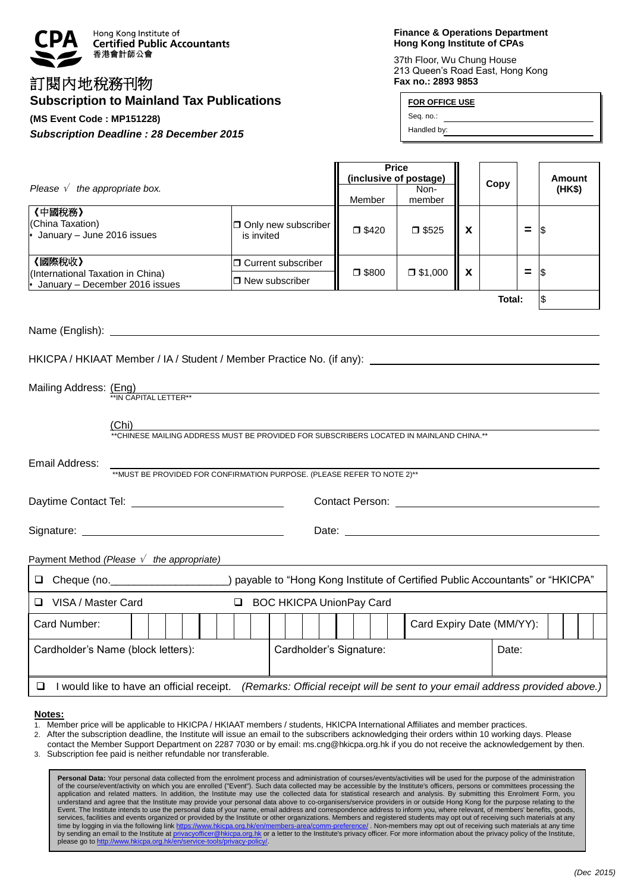Hong Kong Institute of Certified Public Accountants 香港會計師公會

**Finance & Operations Department**
**Hong Kong Institute of CPAs**

37th Floor, Wu Chung House
213 Queen's Road East, Hong Kong
**Fax no.: 2893 9853**

| **FOR OFFICE USE** |
|---|
| Seq. no.: |
| Handled by: |

# 訂閱內地稅務刊物
## Subscription to Mainland Tax Publications

**(MS Event Code : MP151228)**

***Subscription Deadline : 28 December 2015***

| *Please √ the appropriate box.* | | Price (inclusive of postage) Member | Price (inclusive of postage) Non-member | | Copy | | Amount (HK$) |
|---|---|---|---|---|---|---|---|
| **《中國稅務》** (China Taxation) • January – June 2016 issues | ❒ Only new subscriber is invited | ❒ $420 | ❒ $525 | **x** | | **=** | $ |
| **《國際稅收》** (International Taxation in China) • January – December 2016 issues | ❒ Current subscriber ❒ New subscriber | ❒ $800 | ❒ $1,000 | **x** | | **=** | $ |
| | | | | | **Total:** | | $ |

Name (English): ______________________________

HKICPA / HKIAAT Member / IA / Student / Member Practice No. (if any): ______________________________

Mailing Address: (Eng) ______________________________
**IN CAPITAL LETTER**

(Chi) ______________________________
**CHINESE MAILING ADDRESS MUST BE PROVIDED FOR SUBSCRIBERS LOCATED IN MAINLAND CHINA.**

Email Address: ______________________________
**MUST BE PROVIDED FOR CONFIRMATION PURPOSE. (PLEASE REFER TO NOTE 2)**

Daytime Contact Tel: ____________________ Contact Person: ____________________

Signature: ____________________ Date: ____________________

Payment Method *(Please √ the appropriate)*

| | | |
|---|---|---|
| ❑ Cheque (no.___________________) payable to "Hong Kong Institute of Certified Public Accountants" or "HKICPA" | | |
| ❑ VISA / Master Card | ❑ BOC HKICPA UnionPay Card | |
| Card Number: | | Card Expiry Date (MM/YY): |
| Cardholder's Name (block letters): | Cardholder's Signature: | Date: |
| ❑ I would like to have an official receipt. *(Remarks: Official receipt will be sent to your email address provided above.)* | | |

**Notes:**

1. Member price will be applicable to HKICPA / HKIAAT members / students, HKICPA International Affiliates and member practices.
2. After the subscription deadline, the Institute will issue an email to the subscribers acknowledging their orders within 10 working days. Please contact the Member Support Department on 2287 7030 or by email: ms.cng@hkicpa.org.hk if you do not receive the acknowledgement by then.
3. Subscription fee paid is neither refundable nor transferable.

**Personal Data:** Your personal data collected from the enrolment process and administration of courses/events/activities will be used for the purpose of the administration of the course/event/activity on which you are enrolled ("Event"). Such data collected may be accessible by the Institute's officers, persons or committees processing the application and related matters. In addition, the Institute may use the collected data for statistical research and analysis. By submitting this Enrolment Form, you understand and agree that the Institute may provide your personal data above to co-organisers/service providers in or outside Hong Kong for the purpose relating to the Event. The Institute intends to use the personal data of your name, email address and correspondence address to inform you, where relevant, of members' benefits, goods, services, facilities and events organized or provided by the Institute or other organizations. Members and registered students may opt out of receiving such materials at any time by logging in via the following link https://www.hkicpa.org.hk/en/members-area/comm-preference/ . Non-members may opt out of receiving such materials at any time by sending an email to the Institute at privacyofficer@hkicpa.org.hk or a letter to the Institute's privacy officer. For more information about the privacy policy of the Institute, please go to http://www.hkicpa.org.hk/en/service-tools/privacy-policy/.

*(Dec 2015)*